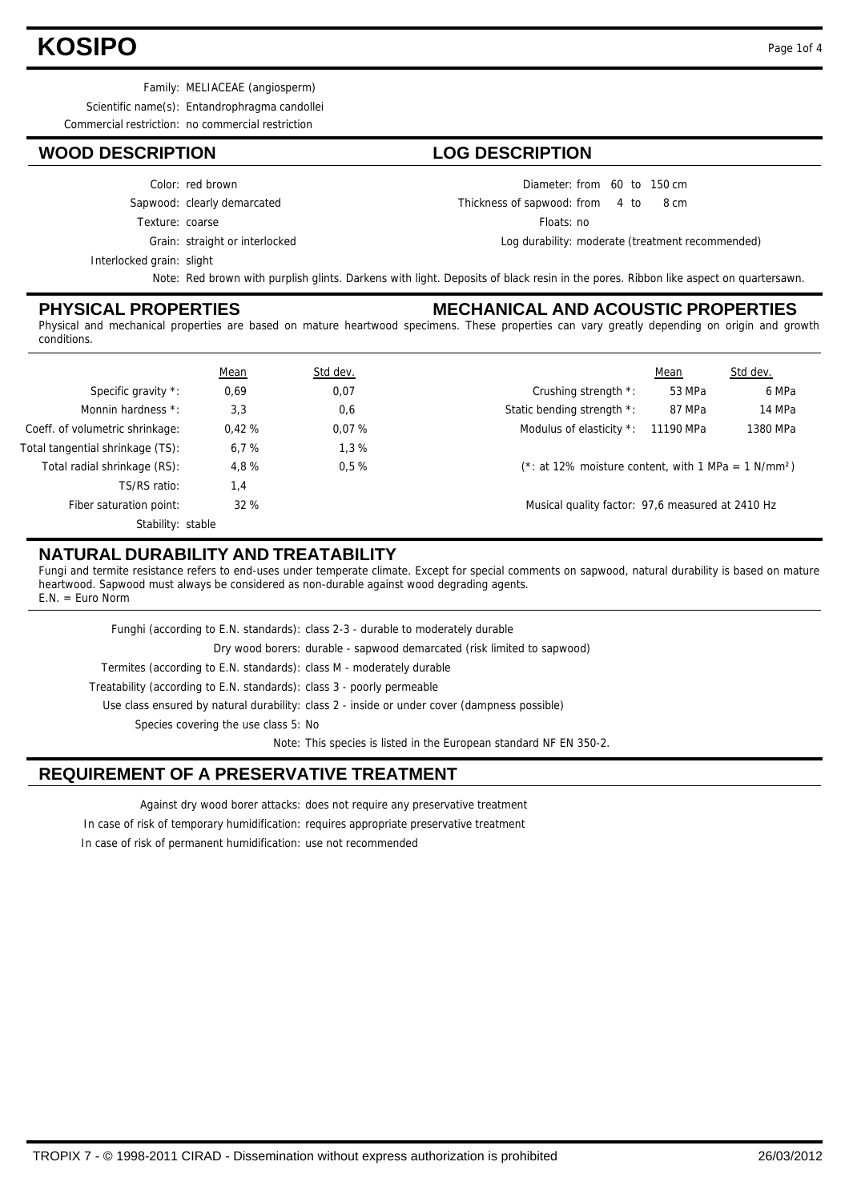# KOSIPO

Family: MELIACEAE (angiosperm)
Scientific name(s): Entandrophragma candollei
Commercial restriction: no commercial restriction

## WOOD DESCRIPTION

Color: red brown
Sapwood: clearly demarcated
Texture: coarse
Grain: straight or interlocked
Interlocked grain: slight

## LOG DESCRIPTION

Diameter: from 60 to 150 cm
Thickness of sapwood: from 4 to 8 cm
Floats: no
Log durability: moderate (treatment recommended)

Note: Red brown with purplish glints. Darkens with light. Deposits of black resin in the pores. Ribbon like aspect on quartersawn.

## PHYSICAL PROPERTIES

## MECHANICAL AND ACOUSTIC PROPERTIES

Physical and mechanical properties are based on mature heartwood specimens. These properties can vary greatly depending on origin and growth conditions.

| | Mean | Std dev. |
|---|---|---|
| Specific gravity *: | 0,69 | 0,07 |
| Monnin hardness *: | 3,3 | 0,6 |
| Coeff. of volumetric shrinkage: | 0,42 % | 0,07 % |
| Total tangential shrinkage (TS): | 6,7 % | 1,3 % |
| Total radial shrinkage (RS): | 4,8 % | 0,5 % |
| TS/RS ratio: | 1,4 | |
| Fiber saturation point: | 32 % | |
| Stability: | stable | |

| | Mean | Std dev. |
|---|---|---|
| Crushing strength *: | 53 MPa | 6 MPa |
| Static bending strength *: | 87 MPa | 14 MPa |
| Modulus of elasticity *: | 11190 MPa | 1380 MPa |

(*: at 12% moisture content, with 1 MPa = 1 N/mm²)

Musical quality factor: 97,6 measured at 2410 Hz

## NATURAL DURABILITY AND TREATABILITY

Fungi and termite resistance refers to end-uses under temperate climate. Except for special comments on sapwood, natural durability is based on mature heartwood. Sapwood must always be considered as non-durable against wood degrading agents.
E.N. = Euro Norm

Funghi (according to E.N. standards): class 2-3 - durable to moderately durable
Dry wood borers: durable - sapwood demarcated (risk limited to sapwood)
Termites (according to E.N. standards): class M - moderately durable
Treatability (according to E.N. standards): class 3 - poorly permeable
Use class ensured by natural durability: class 2 - inside or under cover (dampness possible)
Species covering the use class 5: No
Note: This species is listed in the European standard NF EN 350-2.

## REQUIREMENT OF A PRESERVATIVE TREATMENT

Against dry wood borer attacks: does not require any preservative treatment
In case of risk of temporary humidification: requires appropriate preservative treatment
In case of risk of permanent humidification: use not recommended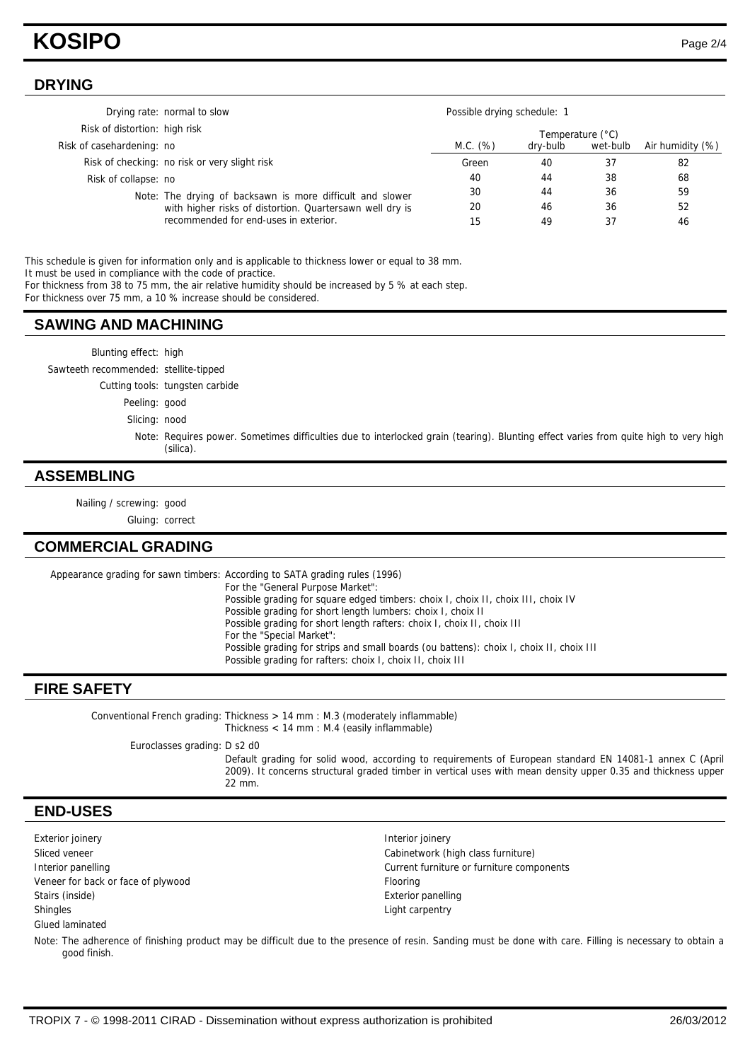## DRYING

Drying rate: normal to slow
Risk of distortion: high risk
Risk of casehardening: no
Risk of checking: no risk or very slight risk
Risk of collapse: no

Note: The drying of backsawn is more difficult and slower with higher risks of distortion. Quartersawn well dry is recommended for end-uses in exterior.

Possible drying schedule: 1

| M.C. (%) | Temperature (°C) | | Air humidity (%) |
|---|---|---|---|
| | dry-bulb | wet-bulb | |
| Green | 40 | 37 | 82 |
| 40 | 44 | 38 | 68 |
| 30 | 44 | 36 | 59 |
| 20 | 46 | 36 | 52 |
| 15 | 49 | 37 | 46 |

This schedule is given for information only and is applicable to thickness lower or equal to 38 mm.
It must be used in compliance with the code of practice.
For thickness from 38 to 75 mm, the air relative humidity should be increased by 5 % at each step.
For thickness over 75 mm, a 10 % increase should be considered.

## SAWING AND MACHINING

Blunting effect: high
Sawteeth recommended: stellite-tipped
Cutting tools: tungsten carbide
Peeling: good
Slicing: nood

Note: Requires power. Sometimes difficulties due to interlocked grain (tearing). Blunting effect varies from quite high to very high (silica).

## ASSEMBLING

Nailing / screwing: good
Gluing: correct

## COMMERCIAL GRADING

Appearance grading for sawn timbers: According to SATA grading rules (1996)
For the "General Purpose Market":
Possible grading for square edged timbers: choix I, choix II, choix III, choix IV
Possible grading for short length lumbers: choix I, choix II
Possible grading for short length rafters: choix I, choix II, choix III
For the "Special Market":
Possible grading for strips and small boards (ou battens): choix I, choix II, choix III
Possible grading for rafters: choix I, choix II, choix III

## FIRE SAFETY

Conventional French grading: Thickness > 14 mm : M.3 (moderately inflammable)
Thickness < 14 mm : M.4 (easily inflammable)

Euroclasses grading: D s2 d0
Default grading for solid wood, according to requirements of European standard EN 14081-1 annex C (April 2009). It concerns structural graded timber in vertical uses with mean density upper 0.35 and thickness upper 22 mm.

## END-USES

- Exterior joinery
- Sliced veneer
- Interior panelling
- Veneer for back or face of plywood
- Stairs (inside)
- Shingles
- Glued laminated
- Interior joinery
- Cabinetwork (high class furniture)
- Current furniture or furniture components
- Flooring
- Exterior panelling
- Light carpentry

Note: The adherence of finishing product may be difficult due to the presence of resin. Sanding must be done with care. Filling is necessary to obtain a good finish.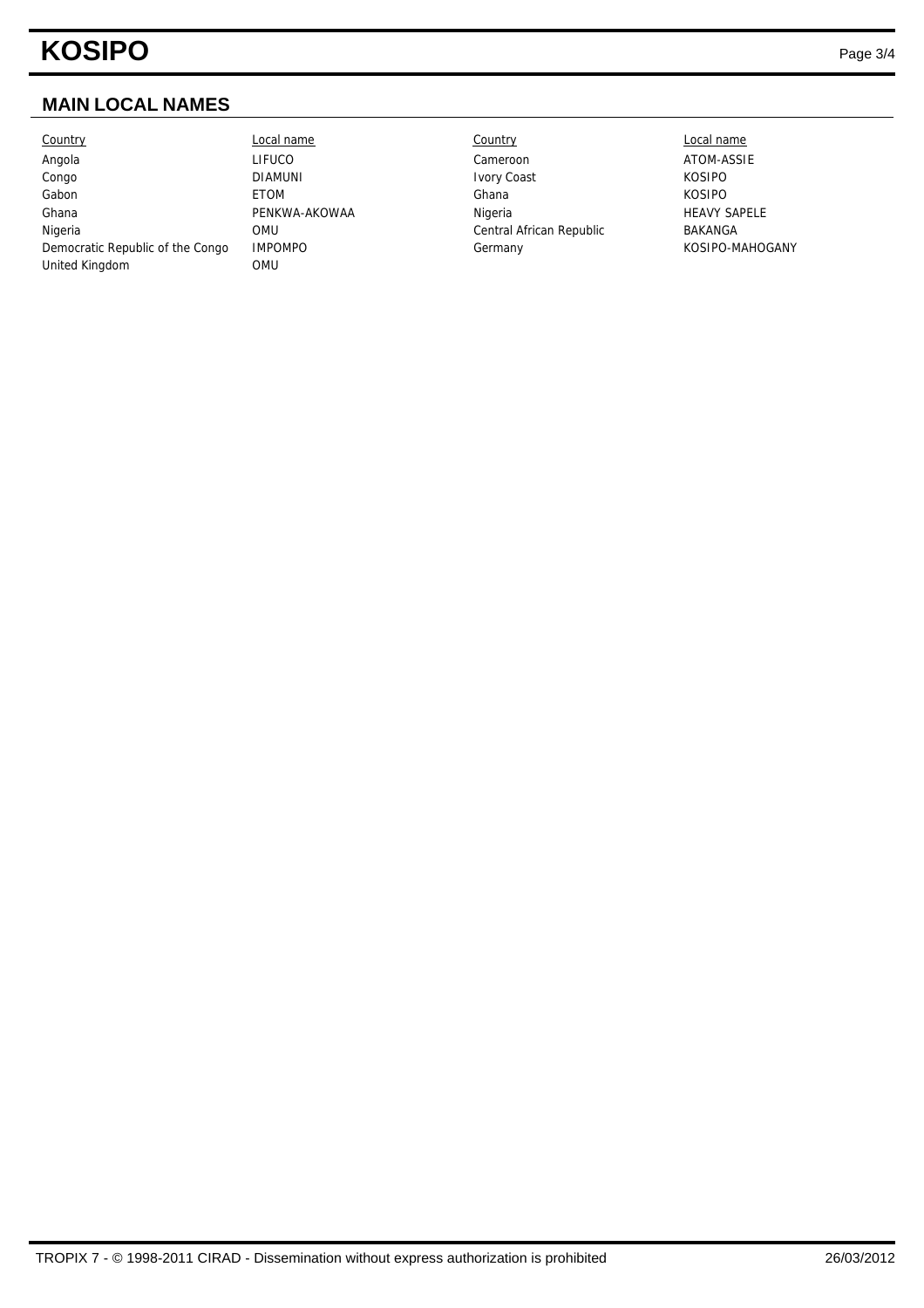## MAIN LOCAL NAMES

| Country | Local name | Country | Local name |
|---|---|---|---|
| Angola | LIFUCO | Cameroon | ATOM-ASSIE |
| Congo | DIAMUNI | Ivory Coast | KOSIPO |
| Gabon | ETOM | Ghana | KOSIPO |
| Ghana | PENKWA-AKOWAA | Nigeria | HEAVY SAPELE |
| Nigeria | OMU | Central African Republic | BAKANGA |
| Democratic Republic of the Congo | IMPOMPO | Germany | KOSIPO-MAHOGANY |
| United Kingdom | OMU | | |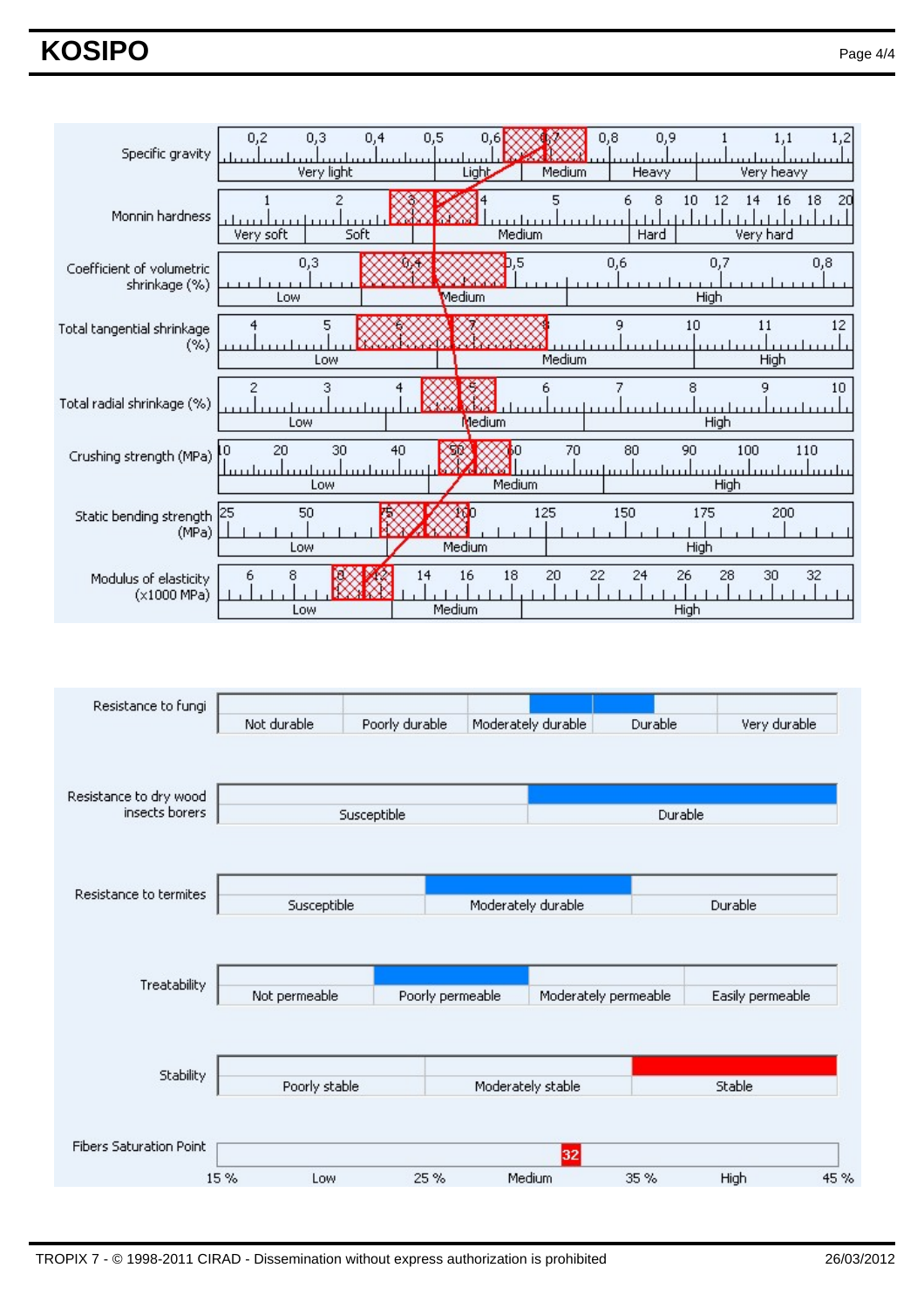# KOSIPO

Specific gravity
0,2 0,3 0,4 0,5 0,6 0,7 0,8 0,9 1 1,1 1,2
Very light | Light | Medium | Heavy | Very heavy

Monnin hardness
1 2 3 4 5 6 8 10 12 14 16 18 20
Very soft | Soft | Medium | Hard | Very hard

Coefficient of volumetric shrinkage (%)
0,3 0,4 0,5 0,6 0,7 0,8
Low | Medium | High

Total tangential shrinkage (%)
4 5 6 7 8 9 10 11 12
Low | Medium | High

Total radial shrinkage (%)
2 3 4 5 6 7 8 9 10
Low | Medium | High

Crushing strength (MPa)
10 20 30 40 50 60 70 80 90 100 110
Low | Medium | High

Static bending strength (MPa)
25 50 75 100 125 150 175 200
Low | Medium | High

Modulus of elasticity (x1000 MPa)
6 8 10 12 14 16 18 20 22 24 26 28 30 32
Low | Medium | High

Resistance to fungi
Not durable | Poorly durable | Moderately durable | Durable | Very durable

Resistance to dry wood insects borers
Susceptible | Durable

Resistance to termites
Susceptible | Moderately durable | Durable

Treatability
Not permeable | Poorly permeable | Moderately permeable | Easily permeable

Stability
Poorly stable | Moderately stable | Stable

Fibers Saturation Point
32
15 % Low 25 % Medium 35 % High 45 %

TROPIX 7 - © 1998-2011 CIRAD - Dissemination without express authorization is prohibited

26/03/2012